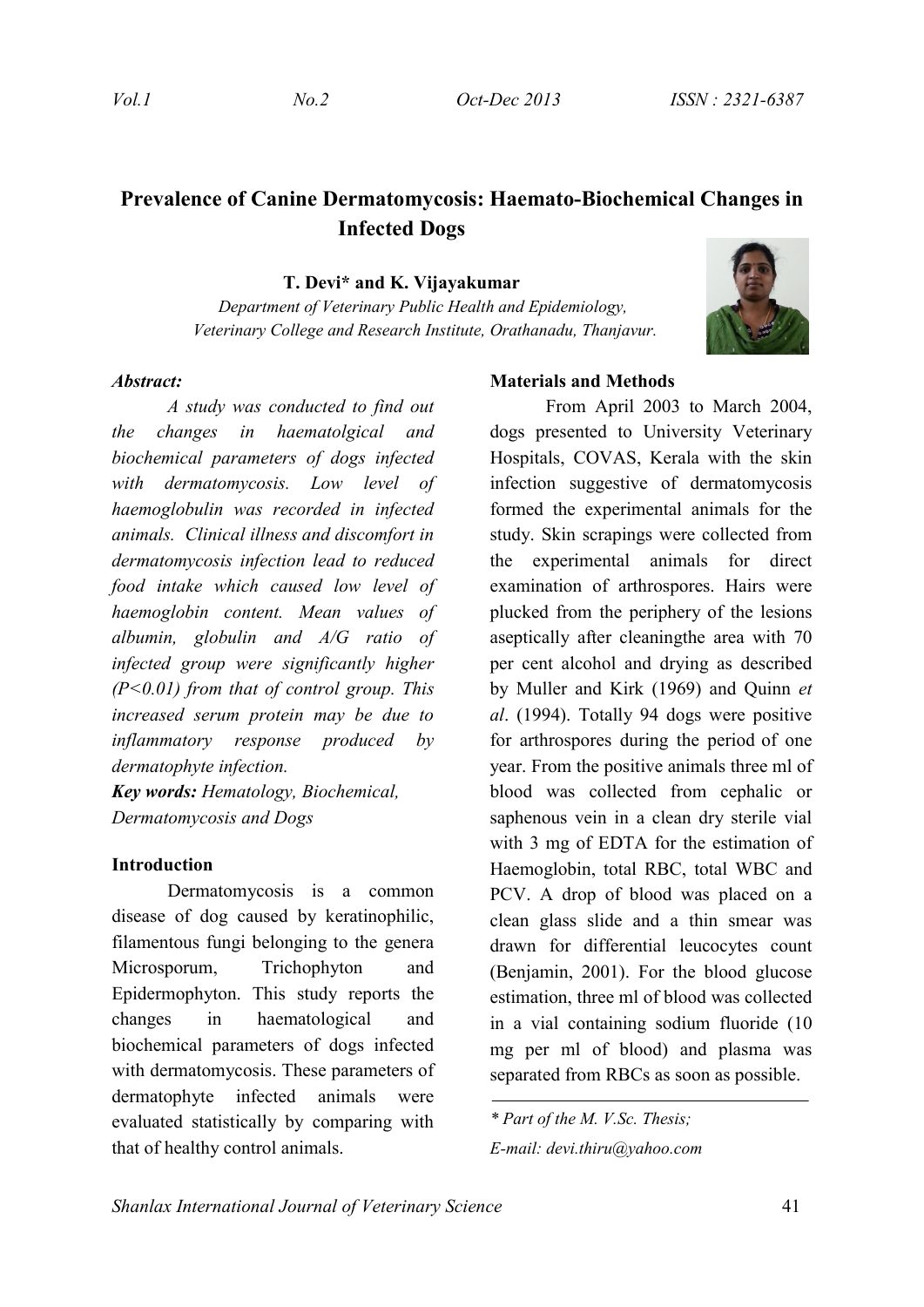# Prevalence of Canine Dermatomycosis: Haemato-Biochemical Changes in Infected Dogs

**T. Devi\* and K. Vijayakumar**

*Department of Veterinary Public Health and Epidemiology,*
*Veterinary College and Research Institute, Orathanadu, Thanjavur.*

***Abstract:***

*A study was conducted to find out the changes in haematolgical and biochemical parameters of dogs infected with dermatomycosis. Low level of haemoglobulin was recorded in infected animals. Clinical illness and discomfort in dermatomycosis infection lead to reduced food intake which caused low level of haemoglobin content. Mean values of albumin, globulin and A/G ratio of infected group were significantly higher (P<0.01) from that of control group. This increased serum protein may be due to inflammatory response produced by dermatophyte infection.*

***Key words:*** *Hematology, Biochemical, Dermatomycosis and Dogs*

## Introduction

Dermatomycosis is a common disease of dog caused by keratinophilic, filamentous fungi belonging to the genera Microsporum, Trichophyton and Epidermophyton. This study reports the changes in haematological and biochemical parameters of dogs infected with dermatomycosis. These parameters of dermatophyte infected animals were evaluated statistically by comparing with that of healthy control animals.

## Materials and Methods

From April 2003 to March 2004, dogs presented to University Veterinary Hospitals, COVAS, Kerala with the skin infection suggestive of dermatomycosis formed the experimental animals for the study. Skin scrapings were collected from the experimental animals for direct examination of arthrospores. Hairs were plucked from the periphery of the lesions aseptically after cleaningthe area with 70 per cent alcohol and drying as described by Muller and Kirk (1969) and Quinn *et al*. (1994). Totally 94 dogs were positive for arthrospores during the period of one year. From the positive animals three ml of blood was collected from cephalic or saphenous vein in a clean dry sterile vial with 3 mg of EDTA for the estimation of Haemoglobin, total RBC, total WBC and PCV. A drop of blood was placed on a clean glass slide and a thin smear was drawn for differential leucocytes count (Benjamin, 2001). For the blood glucose estimation, three ml of blood was collected in a vial containing sodium fluoride (10 mg per ml of blood) and plasma was separated from RBCs as soon as possible.

---

*\* Part of the M. V.Sc. Thesis;*

*E-mail: devi.thiru@yahoo.com*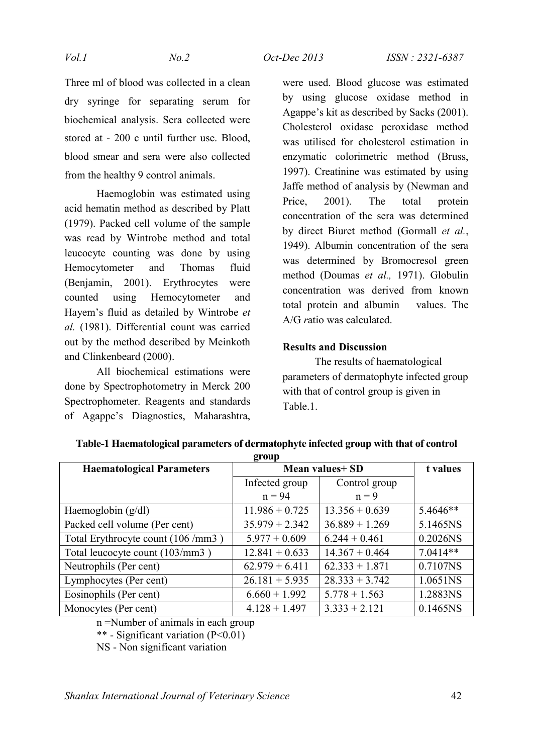Three ml of blood was collected in a clean dry syringe for separating serum for biochemical analysis. Sera collected were stored at - 200 c until further use. Blood, blood smear and sera were also collected from the healthy 9 control animals.

Haemoglobin was estimated using acid hematin method as described by Platt (1979). Packed cell volume of the sample was read by Wintrobe method and total leucocyte counting was done by using Hemocytometer and Thomas fluid (Benjamin, 2001). Erythrocytes were counted using Hemocytometer and Hayem's fluid as detailed by Wintrobe *et al.* (1981). Differential count was carried out by the method described by Meinkoth and Clinkenbeard (2000).

All biochemical estimations were done by Spectrophotometry in Merck 200 Spectrophometer. Reagents and standards of Agappe's Diagnostics, Maharashtra, were used. Blood glucose was estimated by using glucose oxidase method in Agappe's kit as described by Sacks (2001). Cholesterol oxidase peroxidase method was utilised for cholesterol estimation in enzymatic colorimetric method (Bruss, 1997). Creatinine was estimated by using Jaffe method of analysis by (Newman and Price, 2001). The total protein concentration of the sera was determined by direct Biuret method (Gormall *et al.*, 1949). Albumin concentration of the sera was determined by Bromocresol green method (Doumas *et al.,* 1971). Globulin concentration was derived from known total protein and albumin values. The A/G *r*atio was calculated.

## Results and Discussion

The results of haematological parameters of dermatophyte infected group with that of control group is given in Table.1.

**Table-1 Haematological parameters of dermatophyte infected group with that of control group**

| Haematological Parameters | Mean values+ SD | | t values |
|---|---|---|---|
| | Infected group n = 94 | Control group n = 9 | |
| Haemoglobin (g/dl) | 11.986 + 0.725 | 13.356 + 0.639 | 5.4646** |
| Packed cell volume (Per cent) | 35.979 + 2.342 | 36.889 + 1.269 | 5.1465NS |
| Total Erythrocyte count (106 /mm3 ) | 5.977 + 0.609 | 6.244 + 0.461 | 0.2026NS |
| Total leucocyte count (103/mm3 ) | 12.841 + 0.633 | 14.367 + 0.464 | 7.0414** |
| Neutrophils (Per cent) | 62.979 + 6.411 | 62.333 + 1.871 | 0.7107NS |
| Lymphocytes (Per cent) | 26.181 + 5.935 | 28.333 + 3.742 | 1.0651NS |
| Eosinophils (Per cent) | 6.660 + 1.992 | 5.778 + 1.563 | 1.2883NS |
| Monocytes (Per cent) | 4.128 + 1.497 | 3.333 + 2.121 | 0.1465NS |

n =Number of animals in each group

** - Significant variation ($P<0.01$)

NS - Non significant variation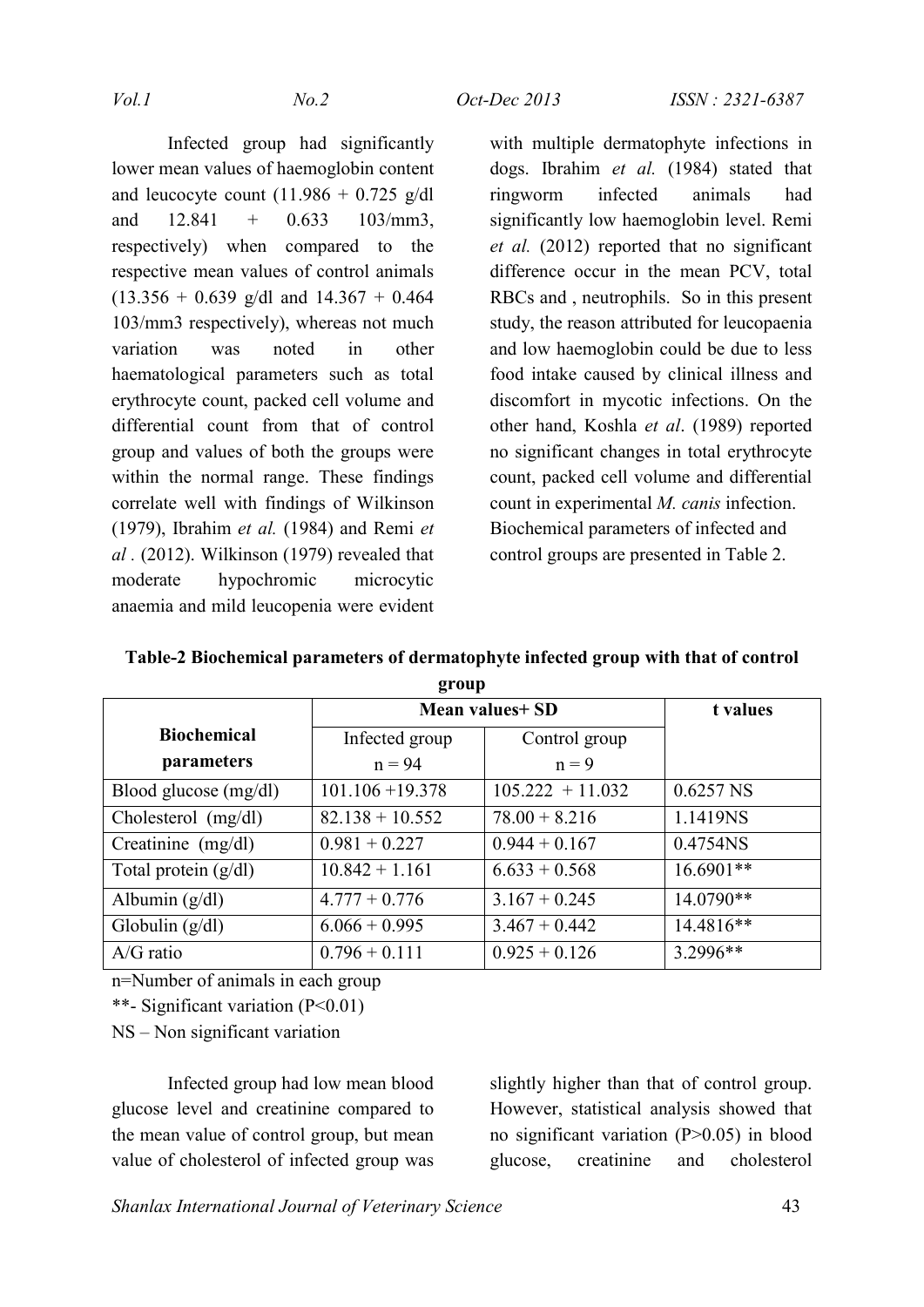Infected group had significantly lower mean values of haemoglobin content and leucocyte count (11.986 + 0.725 g/dl and 12.841 + 0.633 103/mm3, respectively) when compared to the respective mean values of control animals (13.356 + 0.639 g/dl and 14.367 + 0.464 103/mm3 respectively), whereas not much variation was noted in other haematological parameters such as total erythrocyte count, packed cell volume and differential count from that of control group and values of both the groups were within the normal range. These findings correlate well with findings of Wilkinson (1979), Ibrahim *et al.* (1984) and Remi *et al .* (2012). Wilkinson (1979) revealed that moderate hypochromic microcytic anaemia and mild leucopenia were evident with multiple dermatophyte infections in dogs. Ibrahim *et al.* (1984) stated that ringworm infected animals had significantly low haemoglobin level. Remi *et al.* (2012) reported that no significant difference occur in the mean PCV, total RBCs and , neutrophils. So in this present study, the reason attributed for leucopaenia and low haemoglobin could be due to less food intake caused by clinical illness and discomfort in mycotic infections. On the other hand, Koshla *et al*. (1989) reported no significant changes in total erythrocyte count, packed cell volume and differential count in experimental *M. canis* infection.
Biochemical parameters of infected and control groups are presented in Table 2.

**Table-2 Biochemical parameters of dermatophyte infected group with that of control group**

| Biochemical parameters | Mean values+ SD | | t values |
|---|---|---|---|
| | Infected group n = 94 | Control group n = 9 | |
| Blood glucose (mg/dl) | 101.106 +19.378 | 105.222 + 11.032 | 0.6257 NS |
| Cholesterol (mg/dl) | 82.138 + 10.552 | 78.00 + 8.216 | 1.1419NS |
| Creatinine (mg/dl) | 0.981 + 0.227 | 0.944 + 0.167 | 0.4754NS |
| Total protein (g/dl) | 10.842 + 1.161 | 6.633 + 0.568 | 16.6901** |
| Albumin (g/dl) | 4.777 + 0.776 | 3.167 + 0.245 | 14.0790** |
| Globulin (g/dl) | 6.066 + 0.995 | 3.467 + 0.442 | 14.4816** |
| A/G ratio | 0.796 + 0.111 | 0.925 + 0.126 | 3.2996** |

n=Number of animals in each group

**- Significant variation ($P<0.01$)

NS – Non significant variation

Infected group had low mean blood glucose level and creatinine compared to the mean value of control group, but mean value of cholesterol of infected group was slightly higher than that of control group. However, statistical analysis showed that no significant variation ($P>0.05$) in blood glucose, creatinine and cholesterol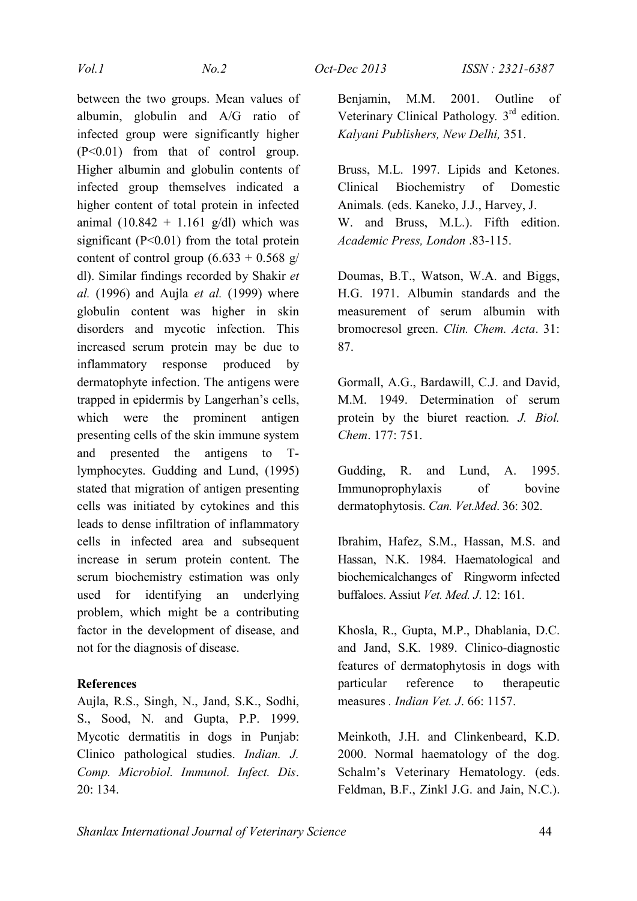between the two groups. Mean values of albumin, globulin and A/G ratio of infected group were significantly higher ($P<0.01$) from that of control group. Higher albumin and globulin contents of infected group themselves indicated a higher content of total protein in infected animal (10.842 + 1.161 g/dl) which was significant ($P<0.01$) from the total protein content of control group (6.633 + 0.568 g/dl). Similar findings recorded by Shakir *et al.* (1996) and Aujla *et al.* (1999) where globulin content was higher in skin disorders and mycotic infection. This increased serum protein may be due to inflammatory response produced by dermatophyte infection. The antigens were trapped in epidermis by Langerhan's cells, which were the prominent antigen presenting cells of the skin immune system and presented the antigens to T-lymphocytes. Gudding and Lund, (1995) stated that migration of antigen presenting cells was initiated by cytokines and this leads to dense infiltration of inflammatory cells in infected area and subsequent increase in serum protein content. The serum biochemistry estimation was only used for identifying an underlying problem, which might be a contributing factor in the development of disease, and not for the diagnosis of disease.

**References**

Aujla, R.S., Singh, N., Jand, S.K., Sodhi, S., Sood, N. and Gupta, P.P. 1999. Mycotic dermatitis in dogs in Punjab: Clinico pathological studies. *Indian. J. Comp. Microbiol. Immunol. Infect. Dis*. 20: 134.

Benjamin, M.M. 2001. Outline of Veterinary Clinical Pathology. 3rd edition. *Kalyani Publishers, New Delhi,* 351.

Bruss, M.L. 1997. Lipids and Ketones. Clinical Biochemistry of Domestic Animals. (eds. Kaneko, J.J., Harvey, J. W. and Bruss, M.L.). Fifth edition. *Academic Press, London* .83-115.

Doumas, B.T., Watson, W.A. and Biggs, H.G. 1971. Albumin standards and the measurement of serum albumin with bromocresol green. *Clin. Chem. Acta*. 31: 87.

Gormall, A.G., Bardawill, C.J. and David, M.M. 1949. Determination of serum protein by the biuret reaction. *J. Biol. Chem*. 177: 751.

Gudding, R. and Lund, A. 1995. Immunoprophylaxis of bovine dermatophytosis. *Can. Vet.Med*. 36: 302.

Ibrahim, Hafez, S.M., Hassan, M.S. and Hassan, N.K. 1984. Haematological and biochemicalchanges of Ringworm infected buffaloes. Assiut *Vet. Med. J*. 12: 161.

Khosla, R., Gupta, M.P., Dhablania, D.C. and Jand, S.K. 1989. Clinico-diagnostic features of dermatophytosis in dogs with particular reference to therapeutic measures . *Indian Vet. J*. 66: 1157.

Meinkoth, J.H. and Clinkenbeard, K.D. 2000. Normal haematology of the dog. Schalm's Veterinary Hematology. (eds. Feldman, B.F., Zinkl J.G. and Jain, N.C.).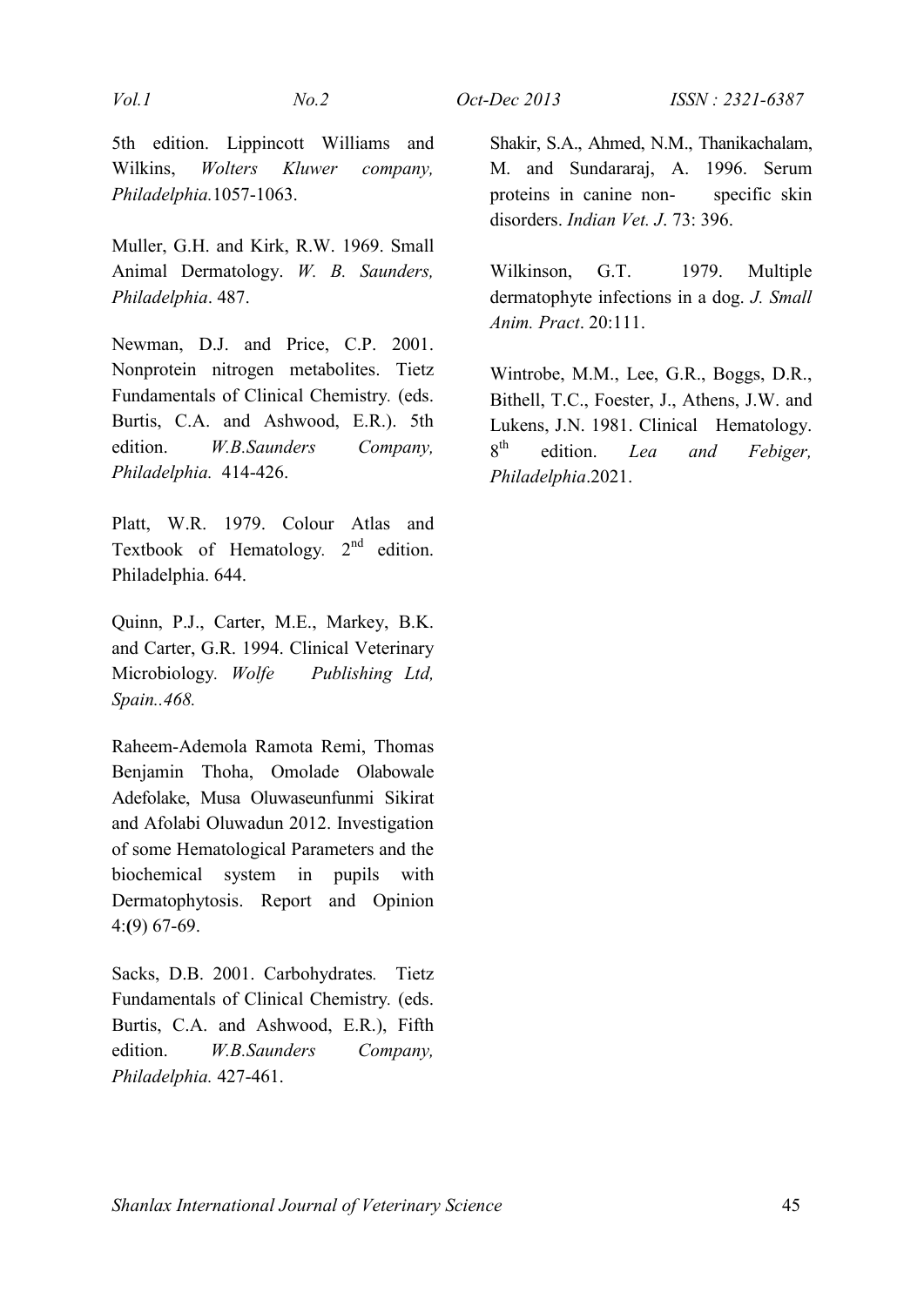5th edition. Lippincott Williams and Wilkins, *Wolters Kluwer company, Philadelphia.*1057-1063.

Muller, G.H. and Kirk, R.W. 1969. Small Animal Dermatology. *W. B. Saunders, Philadelphia*. 487.

Newman, D.J. and Price, C.P. 2001. Nonprotein nitrogen metabolites. Tietz Fundamentals of Clinical Chemistry. (eds. Burtis, C.A. and Ashwood, E.R.). 5th edition. *W.B.Saunders Company, Philadelphia.* 414-426.

Platt, W.R. 1979. Colour Atlas and Textbook of Hematology. 2nd edition. Philadelphia. 644.

Quinn, P.J., Carter, M.E., Markey, B.K. and Carter, G.R. 1994. Clinical Veterinary Microbiology. *Wolfe Publishing Ltd, Spain..468.*

Raheem-Ademola Ramota Remi, Thomas Benjamin Thoha, Omolade Olabowale Adefolake, Musa Oluwaseunfunmi Sikirat and Afolabi Oluwadun 2012. Investigation of some Hematological Parameters and the biochemical system in pupils with Dermatophytosis. Report and Opinion 4:(9) 67-69.

Sacks, D.B. 2001. Carbohydrates. Tietz Fundamentals of Clinical Chemistry. (eds. Burtis, C.A. and Ashwood, E.R.), Fifth edition. *W.B.Saunders Company, Philadelphia.* 427-461.

Shakir, S.A., Ahmed, N.M., Thanikachalam, M. and Sundararaj, A. 1996. Serum proteins in canine non- specific skin disorders. *Indian Vet. J*. 73: 396.

Wilkinson, G.T. 1979. Multiple dermatophyte infections in a dog. *J. Small Anim. Pract*. 20:111.

Wintrobe, M.M., Lee, G.R., Boggs, D.R., Bithell, T.C., Foester, J., Athens, J.W. and Lukens, J.N. 1981. Clinical Hematology. 8th edition. *Lea and Febiger, Philadelphia*.2021.